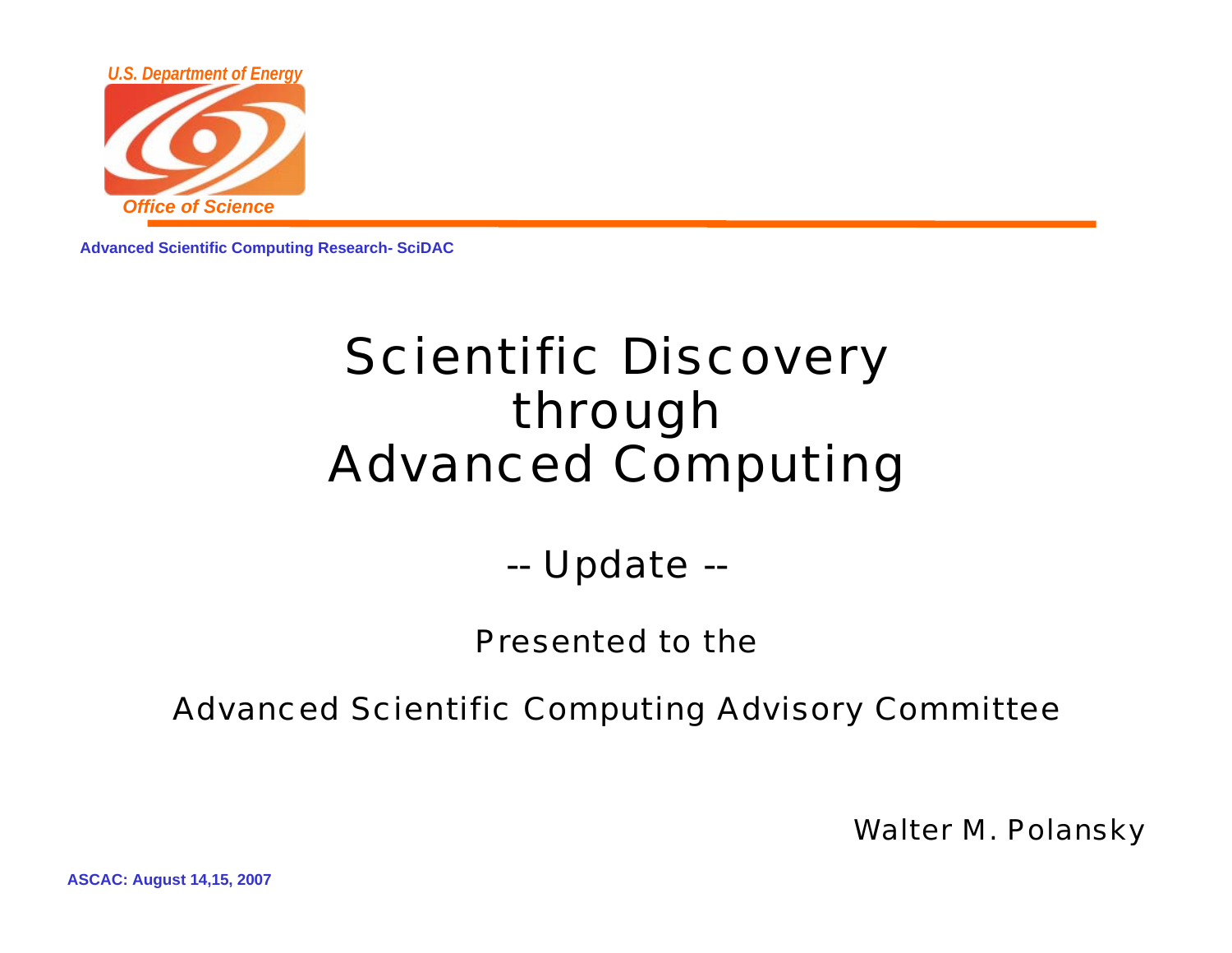U.S. Department of Energy

Office of Science

Advanced Scientific Computing Research- SciDAC

# Scientific Discovery through Advanced Computing

## -- Update --

Presented to the

Advanced Scientific Computing Advisory Committee

Walter M. Polansky

ASCAC: August 14,15, 2007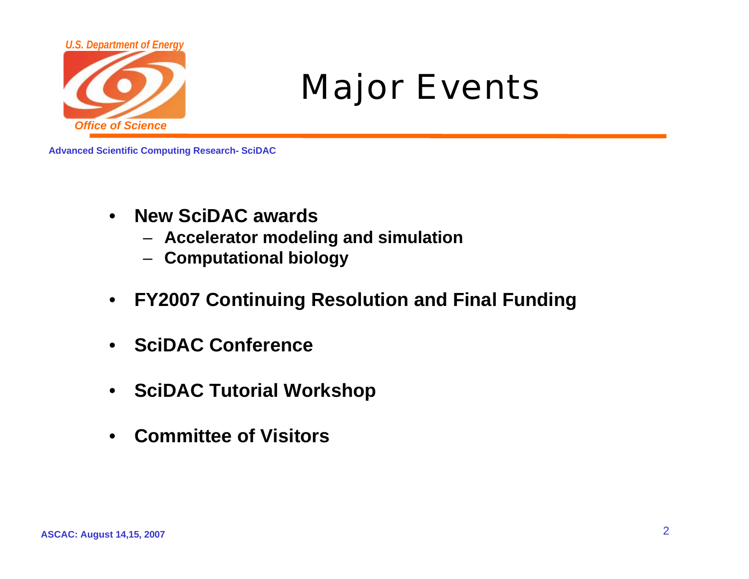# Major Events

- **New SciDAC awards**
  - **Accelerator modeling and simulation**
  - **Computational biology**
- **FY2007 Continuing Resolution and Final Funding**
- **SciDAC Conference**
- **SciDAC Tutorial Workshop**
- **Committee of Visitors**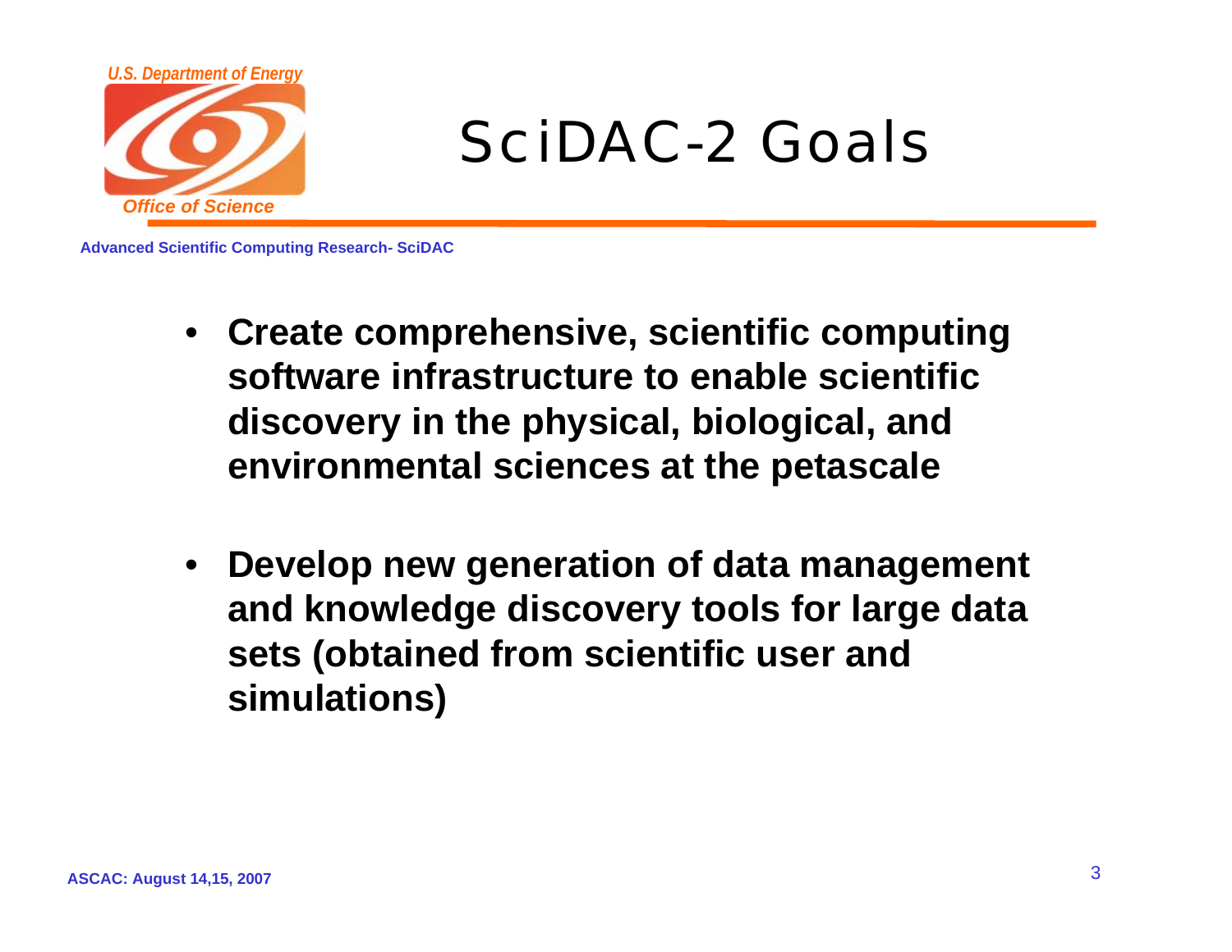# SciDAC-2 Goals

- **Create comprehensive, scientific computing software infrastructure to enable scientific discovery in the physical, biological, and environmental sciences at the petascale**

- **Develop new generation of data management and knowledge discovery tools for large data sets (obtained from scientific user and simulations)**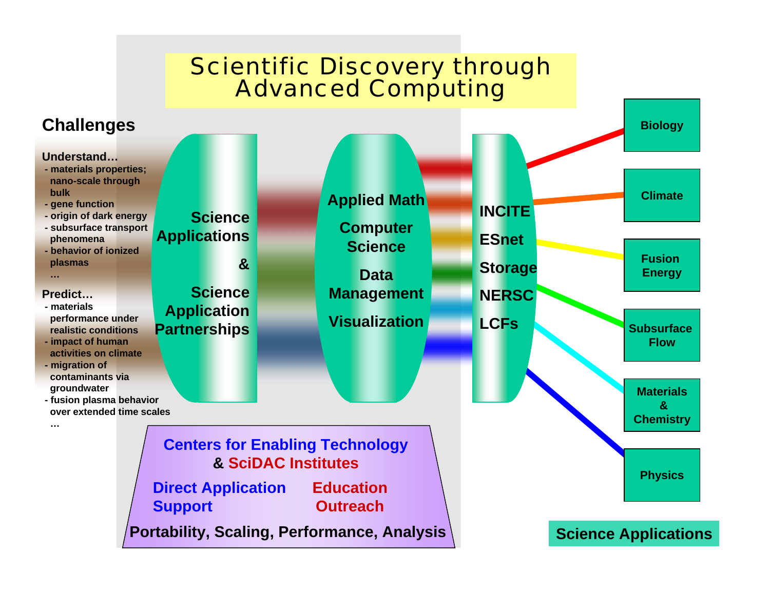# Scientific Discovery through Advanced Computing

## Challenges

**Understand…**

- materials properties; nano-scale through bulk
- gene function
- origin of dark energy
- subsurface transport phenomena
- behavior of ionized plasmas
- …

**Predict…**

- materials performance under realistic conditions
- impact of human activities on climate
- migration of contaminants via groundwater
- fusion plasma behavior over extended time scales
- …

**Science Applications & Science Application Partnerships**

**Applied Math**

**Computer Science**

**Data Management**

**Visualization**

**INCITE**

**ESnet**

**Storage**

**NERSC**

**LCFs**

**Centers for Enabling Technology & SciDAC Institutes**

**Direct Application Support**

**Education Outreach**

**Portability, Scaling, Performance, Analysis**

## Science Applications

- Biology
- Climate
- Fusion Energy
- Subsurface Flow
- Materials & Chemistry
- Physics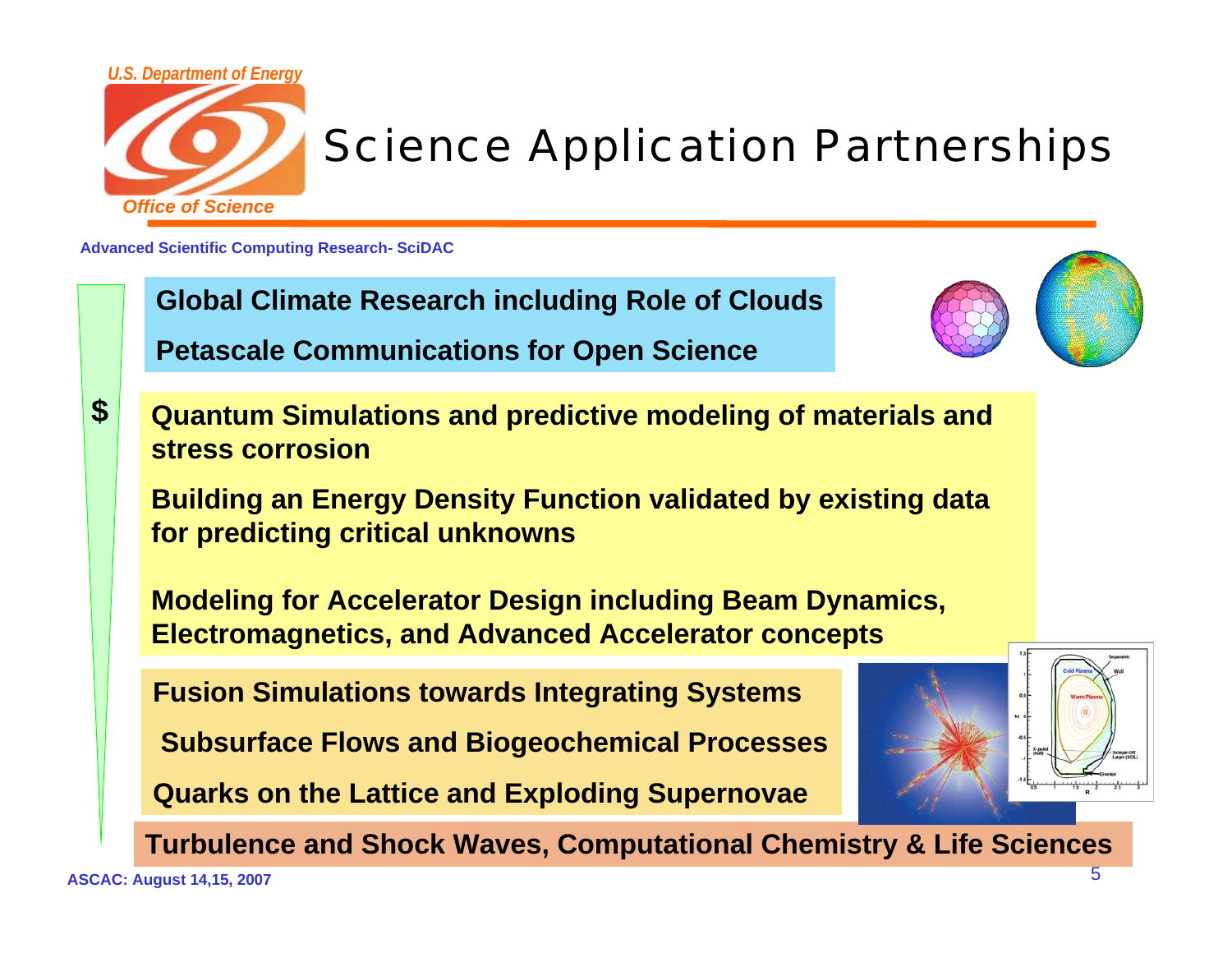# Science Application Partnerships

**Advanced Scientific Computing Research- SciDAC**

$

**Global Climate Research including Role of Clouds**

**Petascale Communications for Open Science**

**Quantum Simulations and predictive modeling of materials and stress corrosion**

**Building an Energy Density Function validated by existing data for predicting critical unknowns**

**Modeling for Accelerator Design including Beam Dynamics, Electromagnetics, and Advanced Accelerator concepts**

**Fusion Simulations towards Integrating Systems**

**Subsurface Flows and Biogeochemical Processes**

**Quarks on the Lattice and Exploding Supernovae**

**Turbulence and Shock Waves, Computational Chemistry & Life Sciences**

**ASCAC: August 14,15, 2007**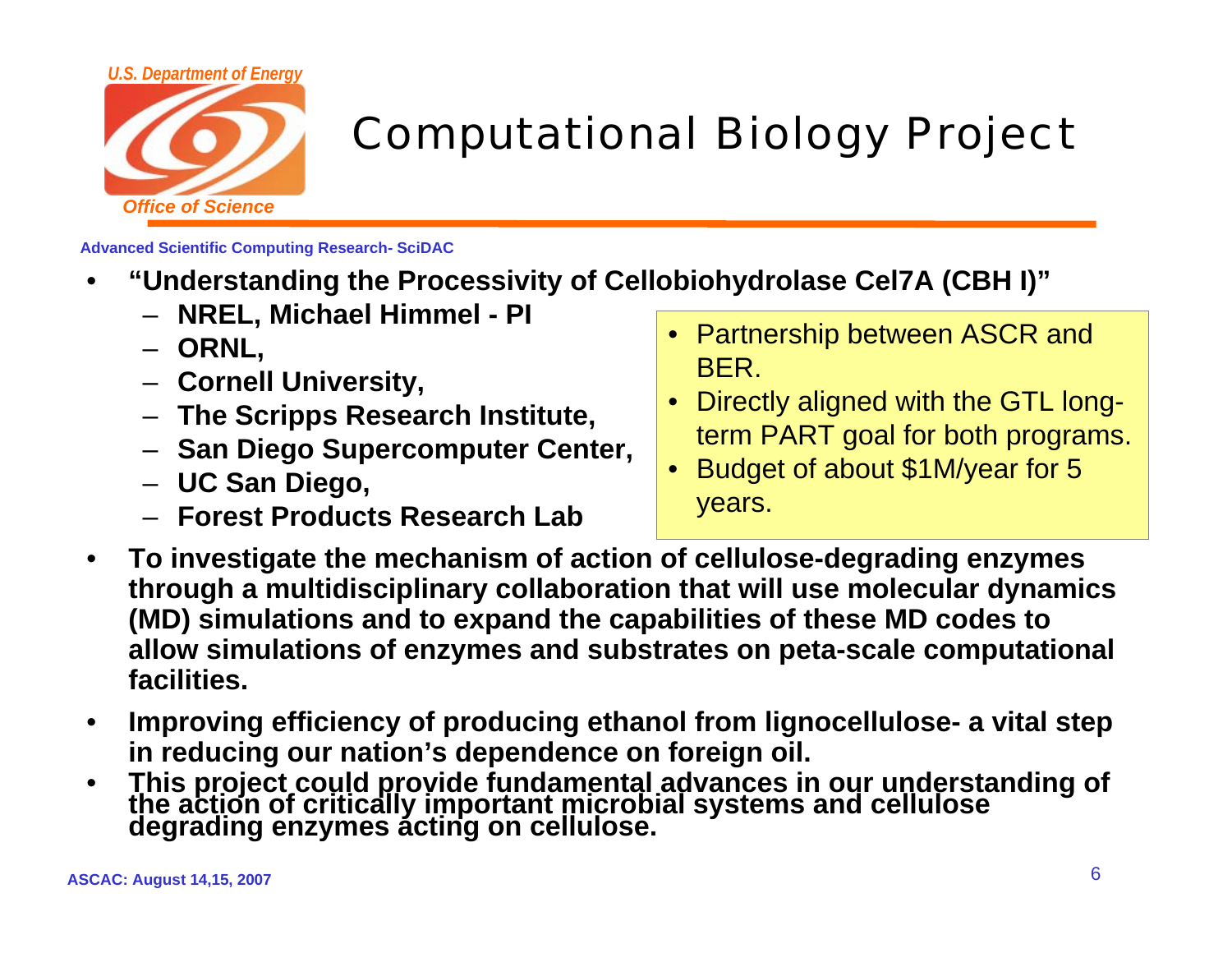# Computational Biology Project

Advanced Scientific Computing Research- SciDAC

- **"Understanding the Processivity of Cellobiohydrolase Cel7A (CBH I)"**
  - **NREL, Michael Himmel - PI**
  - **ORNL,**
  - **Cornell University,**
  - **The Scripps Research Institute,**
  - **San Diego Supercomputer Center,**
  - **UC San Diego,**
  - **Forest Products Research Lab**

- Partnership between ASCR and BER.
- Directly aligned with the GTL long-term PART goal for both programs.
- Budget of about $1M/year for 5 years.

- **To investigate the mechanism of action of cellulose-degrading enzymes through a multidisciplinary collaboration that will use molecular dynamics (MD) simulations and to expand the capabilities of these MD codes to allow simulations of enzymes and substrates on peta-scale computational facilities.**
- **Improving efficiency of producing ethanol from lignocellulose- a vital step in reducing our nation's dependence on foreign oil.**
- **This project could provide fundamental advances in our understanding of the action of critically important microbial systems and cellulose degrading enzymes acting on cellulose.**

ASCAC: August 14,15, 2007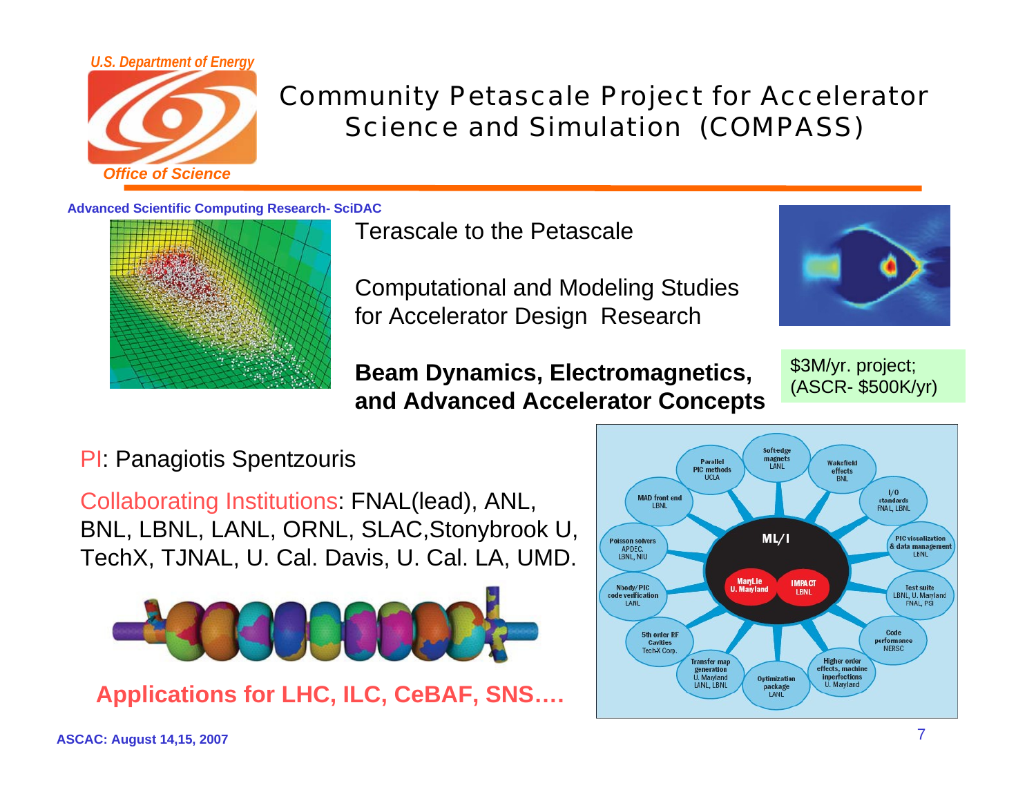# Community Petascale Project for Accelerator Science and Simulation (COMPASS)

**Advanced Scientific Computing Research- SciDAC**

Terascale to the Petascale

Computational and Modeling Studies for Accelerator Design Research

**Beam Dynamics, Electromagnetics, and Advanced Accelerator Concepts**

$3M/yr. project; (ASCR- $500K/yr)

PI: Panagiotis Spentzouris

Collaborating Institutions: FNAL(lead), ANL, BNL, LBNL, LANL, ORNL, SLAC, Stonybrook U, TechX, TJNAL, U. Cal. Davis, U. Cal. LA, UMD.

**Applications for LHC, ILC, CeBAF, SNS….**

**ASCAC: August 14,15, 2007**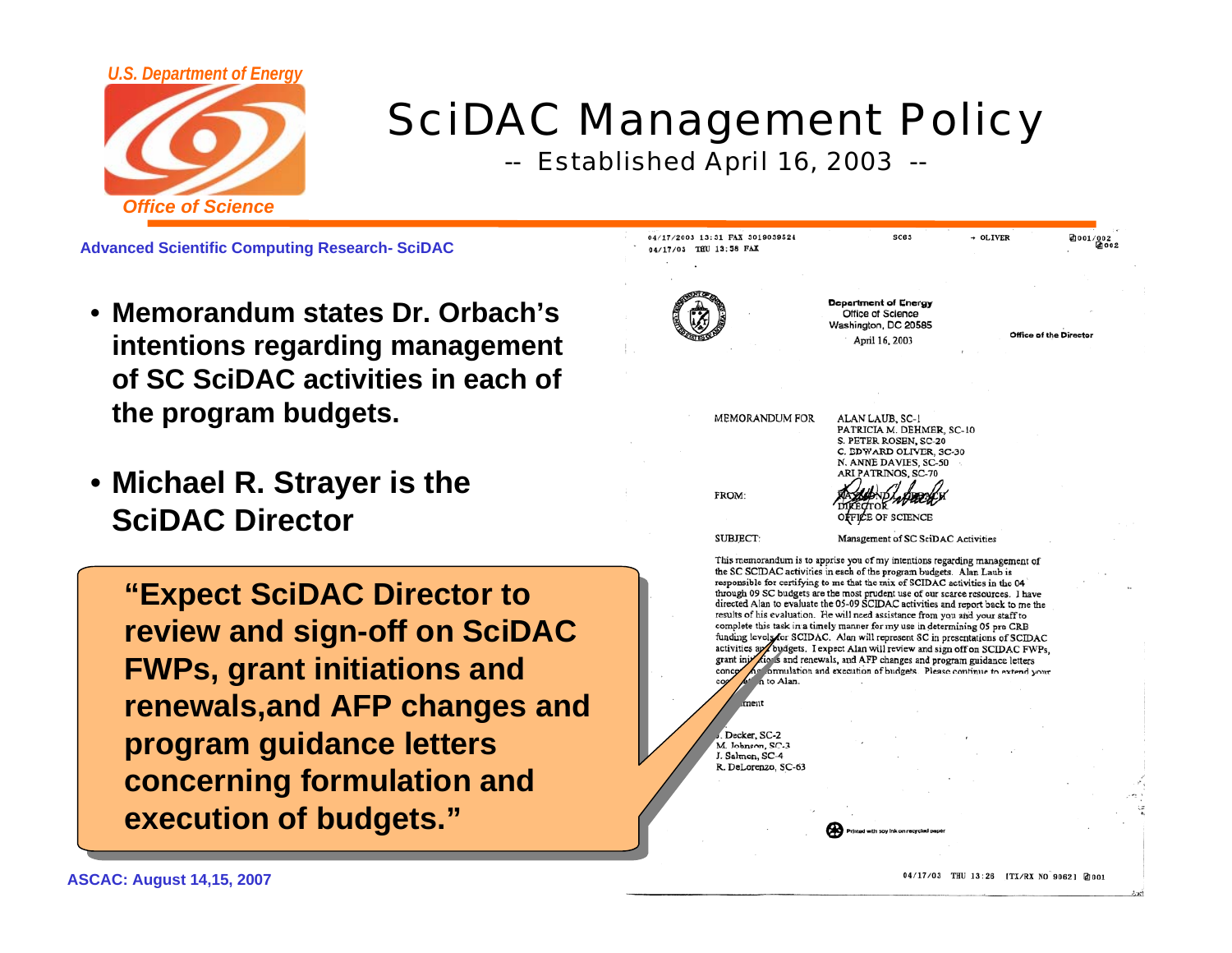U.S. Department of Energy

Office of Science

# SciDAC Management Policy

## -- Established April 16, 2003 --

**Advanced Scientific Computing Research- SciDAC**

- **Memorandum states Dr. Orbach's intentions regarding management of SC SciDAC activities in each of the program budgets.**
- **Michael R. Strayer is the SciDAC Director**

**"Expect SciDAC Director to review and sign-off on SciDAC FWPs, grant initiations and renewals,and AFP changes and program guidance letters concerning formulation and execution of budgets."**

04/17/2003 13:31 FAX 3019039524 SC63 → OLIVER 001/002

04/17/03 THU 13:38 FAX 002

Department of Energy
Office of Science
Washington, DC 20585

April 16, 2003

Office of the Director

MEMORANDUM FOR ALAN LAUB, SC-1
PATRICIA M. DEHMER, SC-10
S. PETER ROSEN, SC-20
C. EDWARD OLIVER, SC-30
N. ANNE DAVIES, SC-50
ARI PATRINOS, SC-70

FROM: RAYMOND L. ORBACH
DIRECTOR
OFFICE OF SCIENCE

SUBJECT: Management of SC SciDAC Activities

This memorandum is to apprise you of my intentions regarding management of the SC SCIDAC activities in each of the program budgets. Alan Laub is responsible for certifying to me that the mix of SCIDAC activities in the 04 through 09 SC budgets are the most prudent use of our scarce resources. I have directed Alan to evaluate the 05-09 SCIDAC activities and report back to me the results of his evaluation. He will need assistance from you and your staff to complete this task in a timely manner for my use in determining 05 pre CRB funding levels for SCIDAC. Alan will represent SC in presentations of SCIDAC activities and budgets. I expect Alan will review and sign off on SCIDAC FWPs, grant initiations and renewals, and AFP changes and program guidance letters concerning formulation and execution of budgets. Please continue to extend your cooperation to Alan.

...ment

J. Decker, SC-2
M. Johnson, SC-3
J. Salmon, SC-4
R. DeLorenzo, SC-63

Printed with soy ink on recycled paper

04/17/03 THU 13:26 [TX/RX NO 9062] 001

ASCAC: August 14,15, 2007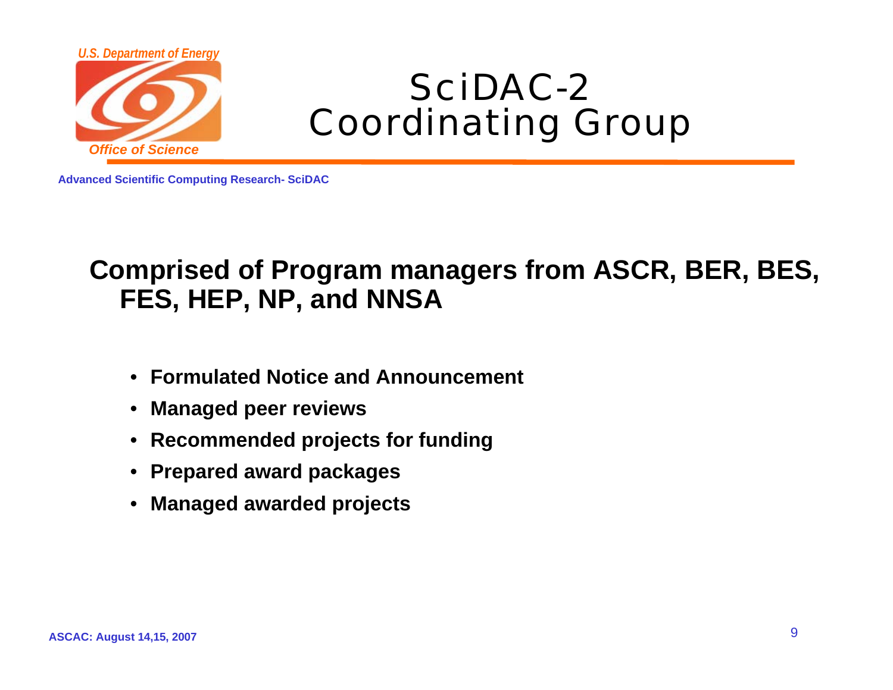# SciDAC-2 Coordinating Group

**Comprised of Program managers from ASCR, BER, BES, FES, HEP, NP, and NNSA**

- **Formulated Notice and Announcement**
- **Managed peer reviews**
- **Recommended projects for funding**
- **Prepared award packages**
- **Managed awarded projects**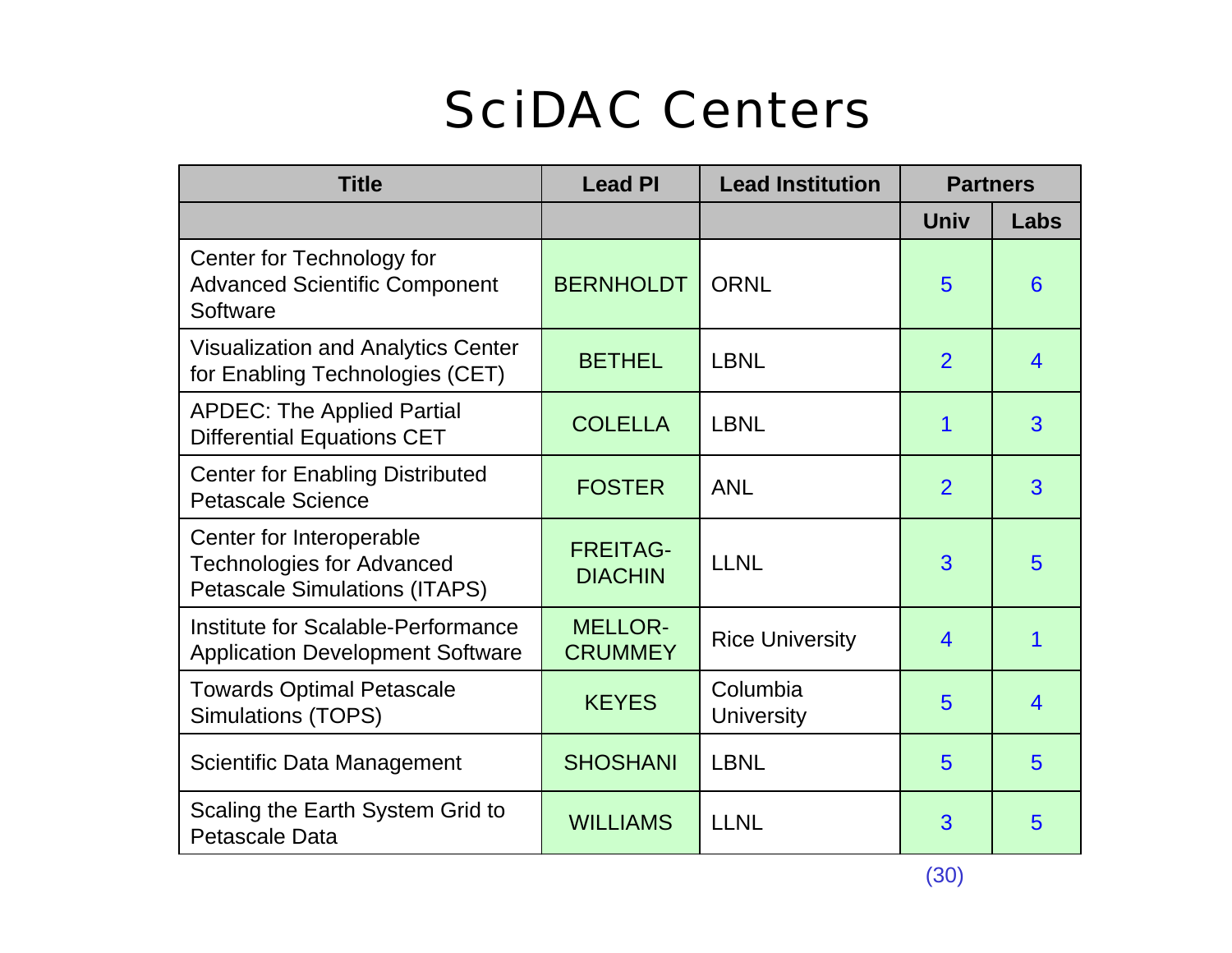# SciDAC Centers

| Title | Lead PI | Lead Institution | Partners | |
|---|---|---|---|---|
| | | | Univ | Labs |
| Center for Technology for Advanced Scientific Component Software | BERNHOLDT | ORNL | 5 | 6 |
| Visualization and Analytics Center for Enabling Technologies (CET) | BETHEL | LBNL | 2 | 4 |
| APDEC: The Applied Partial Differential Equations CET | COLELLA | LBNL | 1 | 3 |
| Center for Enabling Distributed Petascale Science | FOSTER | ANL | 2 | 3 |
| Center for Interoperable Technologies for Advanced Petascale Simulations (ITAPS) | FREITAG-DIACHIN | LLNL | 3 | 5 |
| Institute for Scalable-Performance Application Development Software | MELLOR-CRUMMEY | Rice University | 4 | 1 |
| Towards Optimal Petascale Simulations (TOPS) | KEYES | Columbia University | 5 | 4 |
| Scientific Data Management | SHOSHANI | LBNL | 5 | 5 |
| Scaling the Earth System Grid to Petascale Data | WILLIAMS | LLNL | 3 | 5 |

(30)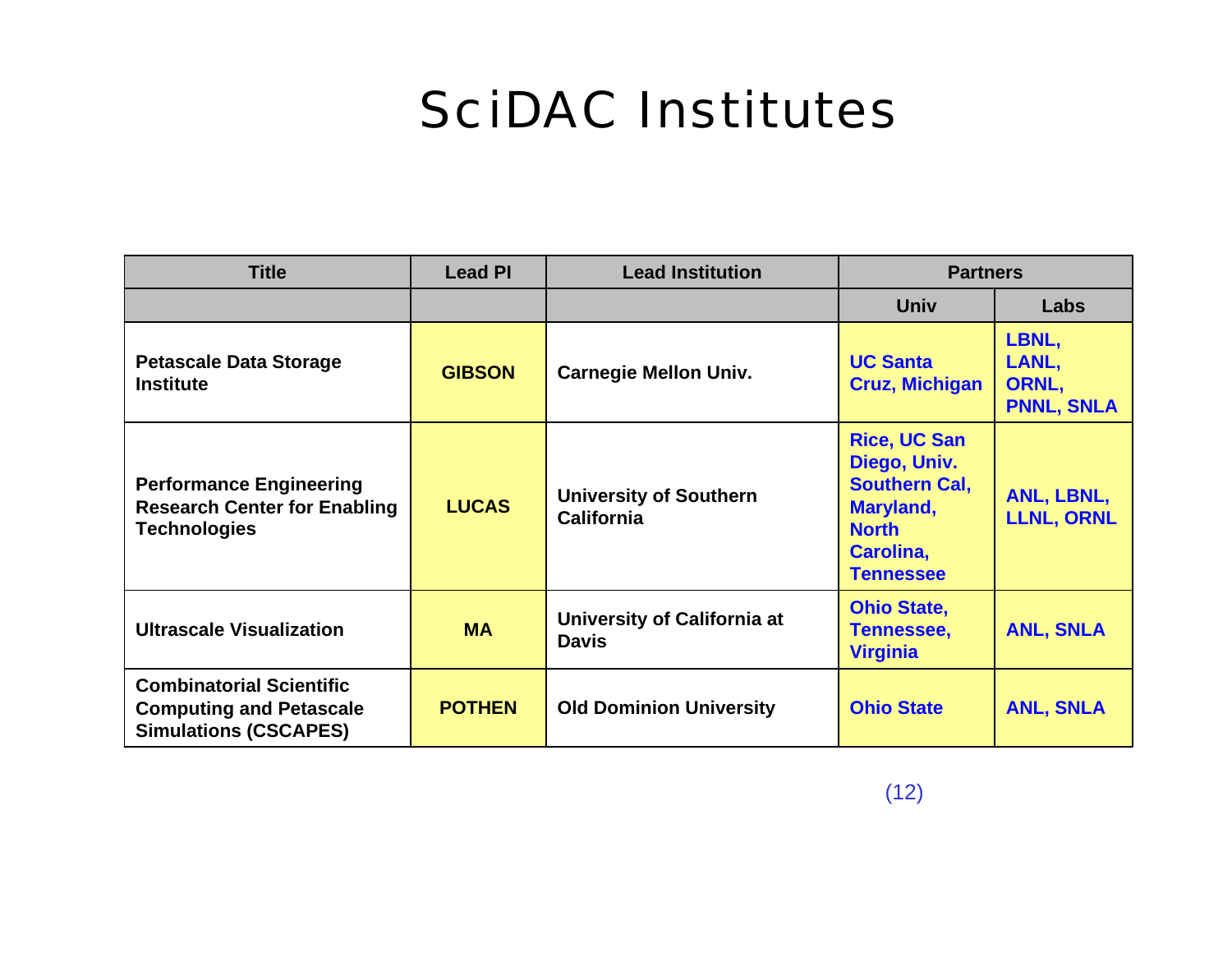# SciDAC Institutes

| Title | Lead PI | Lead Institution | Partners | |
|---|---|---|---|---|
| | | | Univ | Labs |
| **Petascale Data Storage Institute** | **GIBSON** | **Carnegie Mellon Univ.** | **UC Santa Cruz, Michigan** | **LBNL, LANL, ORNL, PNNL, SNLA** |
| **Performance Engineering Research Center for Enabling Technologies** | **LUCAS** | **University of Southern California** | **Rice, UC San Diego, Univ. Southern Cal, Maryland, North Carolina, Tennessee** | **ANL, LBNL, LLNL, ORNL** |
| **Ultrascale Visualization** | **MA** | **University of California at Davis** | **Ohio State, Tennessee, Virginia** | **ANL, SNLA** |
| **Combinatorial Scientific Computing and Petascale Simulations (CSCAPES)** | **POTHEN** | **Old Dominion University** | **Ohio State** | **ANL, SNLA** |

(12)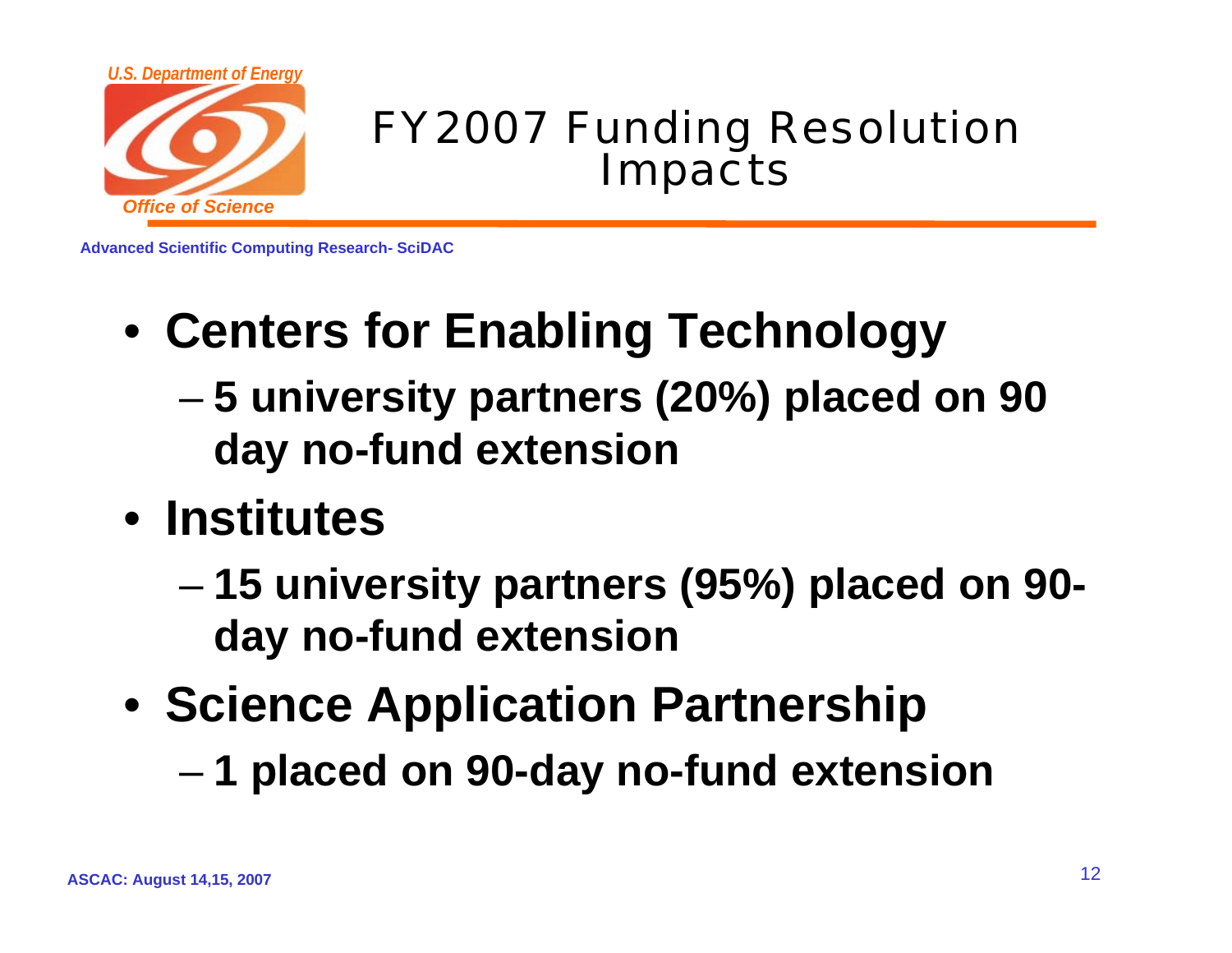# FY2007 Funding Resolution Impacts

- **Centers for Enabling Technology**
  - **5 university partners (20%) placed on 90 day no-fund extension**
- **Institutes**
  - **15 university partners (95%) placed on 90-day no-fund extension**
- **Science Application Partnership**
  - **1 placed on 90-day no-fund extension**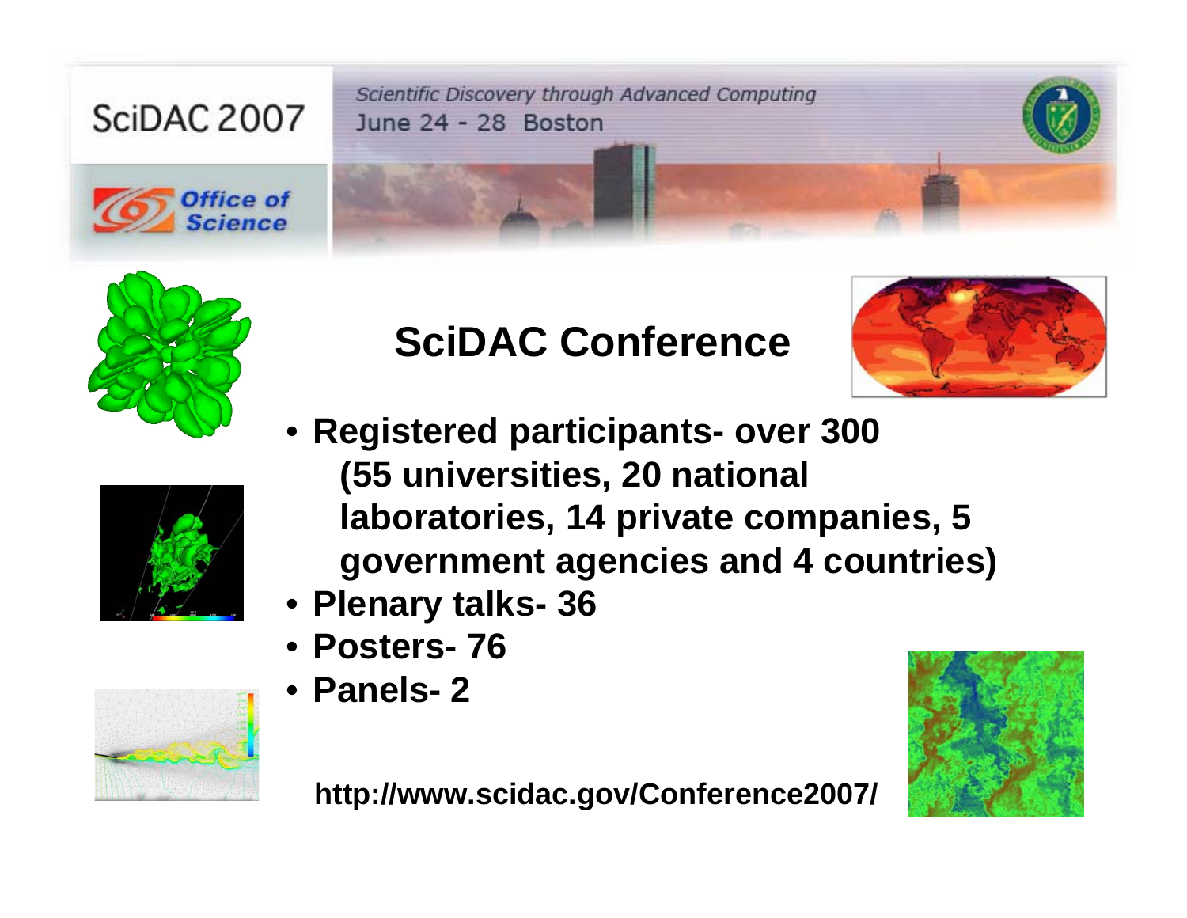SciDAC 2007

*Scientific Discovery through Advanced Computing*
June 24 - 28 Boston

Office of Science

# SciDAC Conference

- **Registered participants- over 300 (55 universities, 20 national laboratories, 14 private companies, 5 government agencies and 4 countries)**
- **Plenary talks- 36**
- **Posters- 76**
- **Panels- 2**

**http://www.scidac.gov/Conference2007/**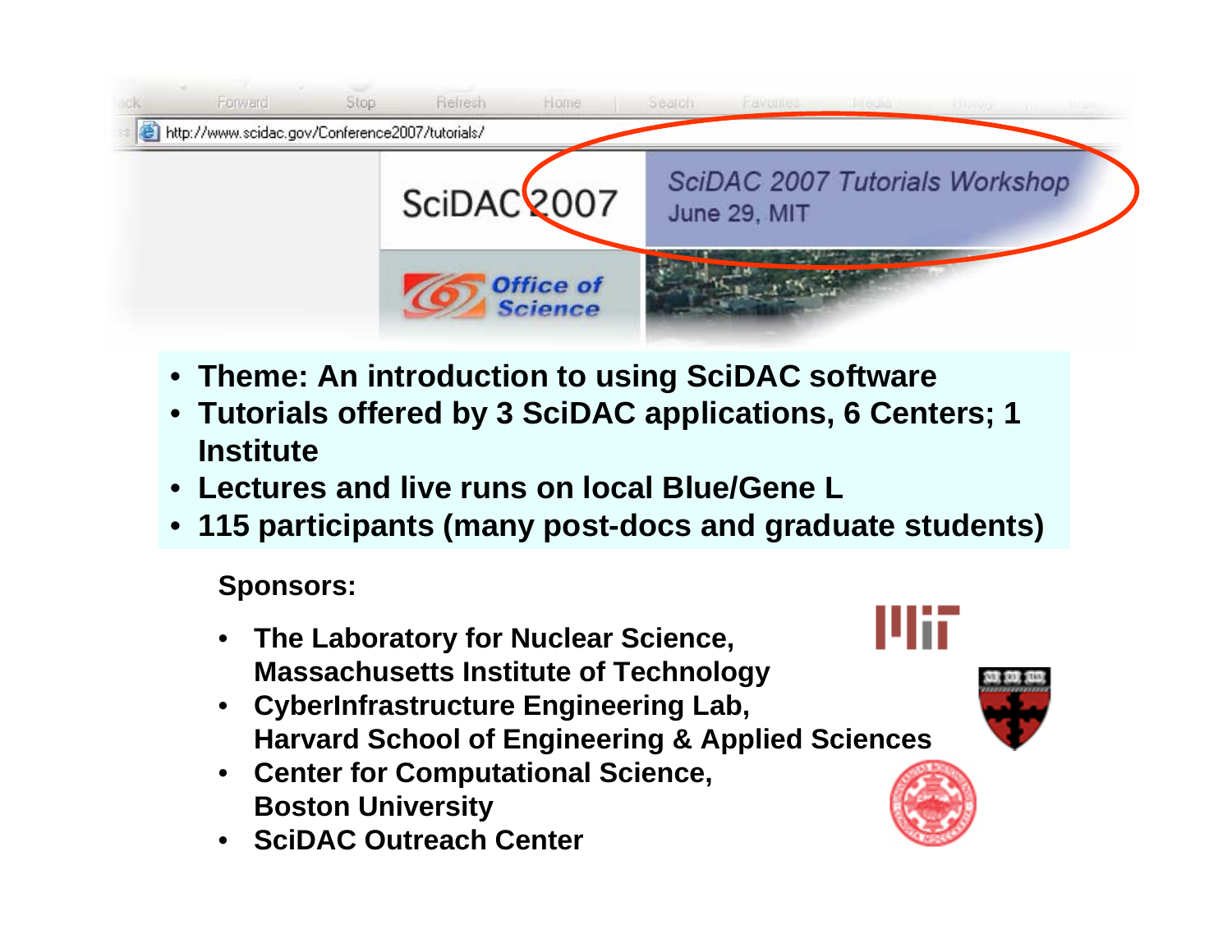http://www.scidac.gov/Conference2007/tutorials/

SciDAC 2007

*SciDAC 2007 Tutorials Workshop*
June 29, MIT

Office of Science

- **Theme: An introduction to using SciDAC software**
- **Tutorials offered by 3 SciDAC applications, 6 Centers; 1 Institute**
- **Lectures and live runs on local Blue/Gene L**
- **115 participants (many post-docs and graduate students)**

**Sponsors:**

- **The Laboratory for Nuclear Science, Massachusetts Institute of Technology**
- **CyberInfrastructure Engineering Lab, Harvard School of Engineering & Applied Sciences**
- **Center for Computational Science, Boston University**
- **SciDAC Outreach Center**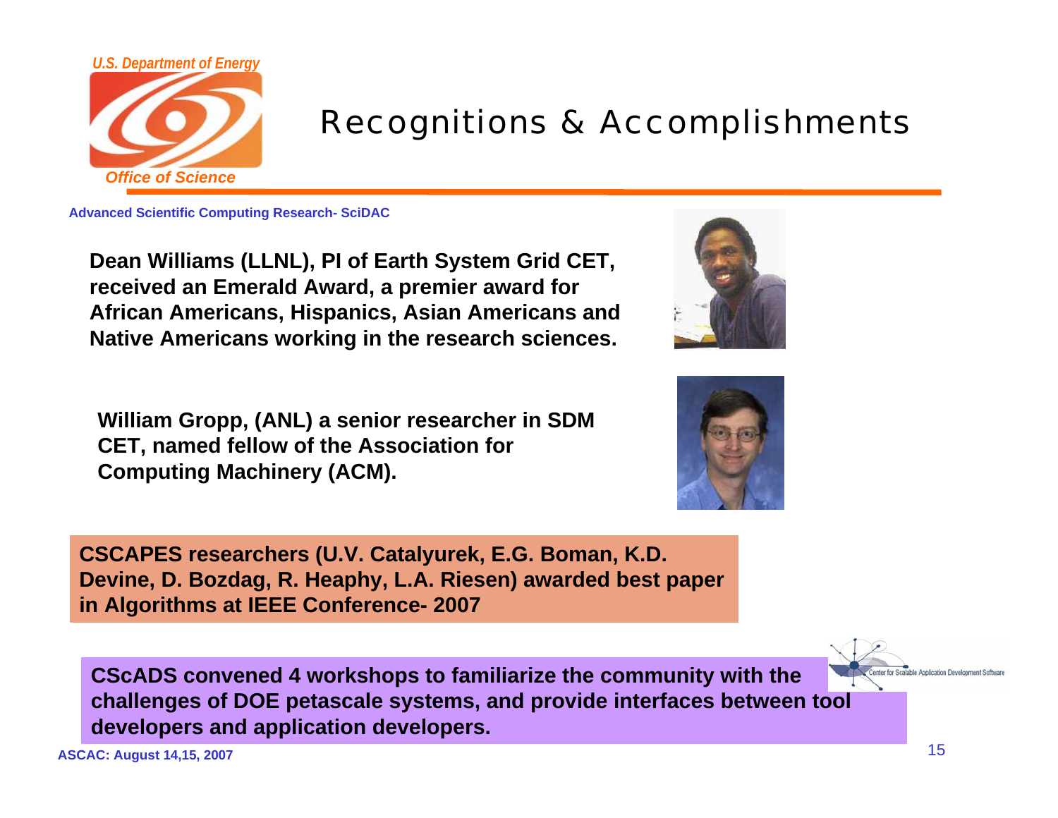# Recognitions & Accomplishments

**Advanced Scientific Computing Research- SciDAC**

**Dean Williams (LLNL), PI of Earth System Grid CET, received an Emerald Award, a premier award for African Americans, Hispanics, Asian Americans and Native Americans working in the research sciences.**

**William Gropp, (ANL) a senior researcher in SDM CET, named fellow of the Association for Computing Machinery (ACM).**

**CSCAPES researchers (U.V. Catalyurek, E.G. Boman, K.D. Devine, D. Bozdag, R. Heaphy, L.A. Riesen) awarded best paper in Algorithms at IEEE Conference- 2007**

**CScADS convened 4 workshops to familiarize the community with the challenges of DOE petascale systems, and provide interfaces between tool developers and application developers.**

Center for Scalable Application Development Software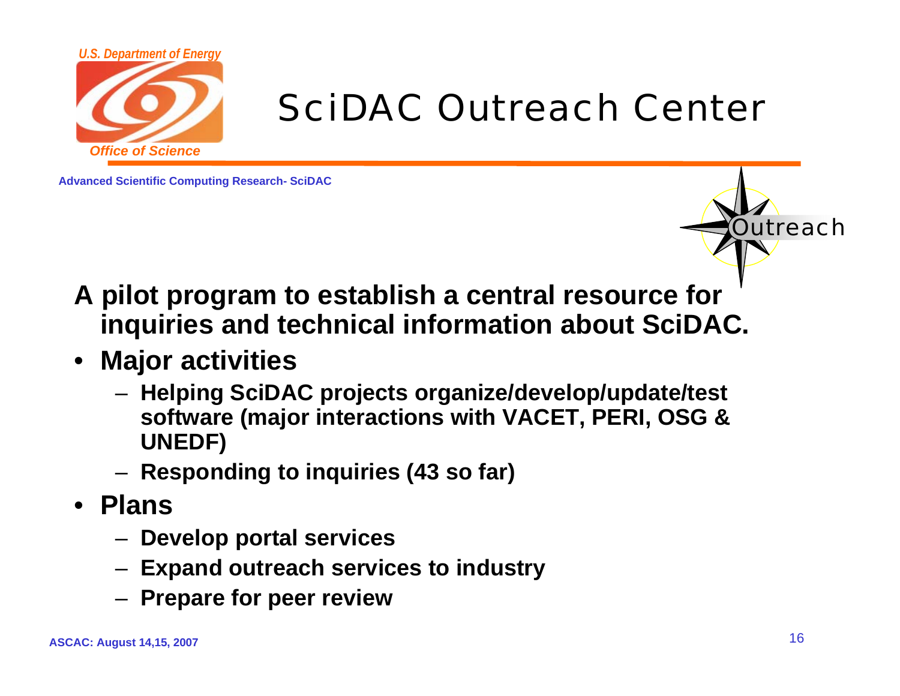# SciDAC Outreach Center

Advanced Scientific Computing Research- SciDAC

Outreach

**A pilot program to establish a central resource for inquiries and technical information about SciDAC.**

- **Major activities**
  - **Helping SciDAC projects organize/develop/update/test software (major interactions with VACET, PERI, OSG & UNEDF)**
  - **Responding to inquiries (43 so far)**
- **Plans**
  - **Develop portal services**
  - **Expand outreach services to industry**
  - **Prepare for peer review**